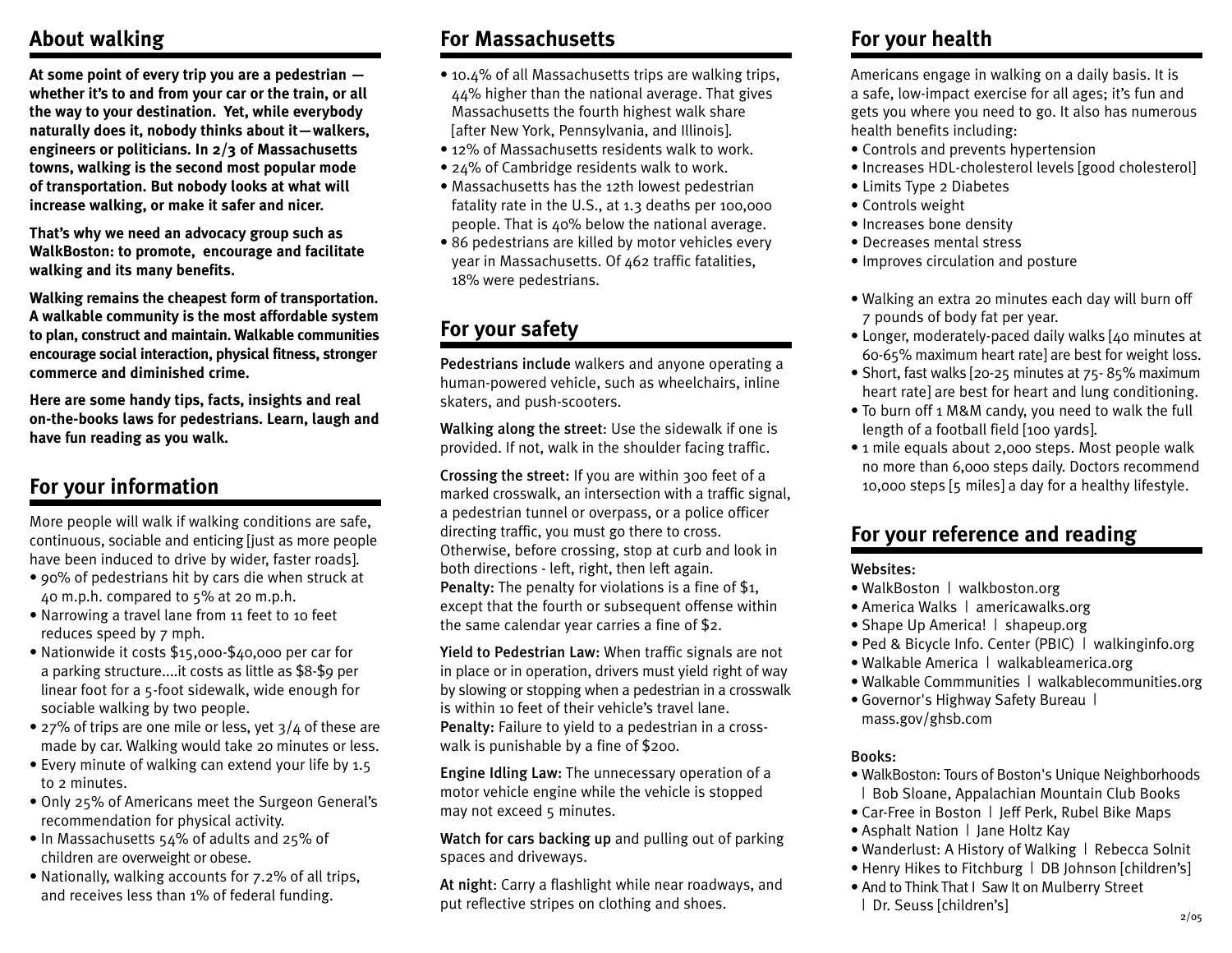## About walking

**At some point of every trip you are a pedestrian — whether it's to and from your car or the train, or all the way to your destination. Yet, while everybody naturally does it, nobody thinks about it—walkers, engineers or politicians. In 2/3 of Massachusetts towns, walking is the second most popular mode of transportation. But nobody looks at what will increase walking, or make it safer and nicer.**

**That's why we need an advocacy group such as WalkBoston: to promote, encourage and facilitate walking and its many benefits.**

**Walking remains the cheapest form of transportation. A walkable community is the most affordable system to plan, construct and maintain. Walkable communities encourage social interaction, physical fitness, stronger commerce and diminished crime.**

**Here are some handy tips, facts, insights and real on-the-books laws for pedestrians. Learn, laugh and have fun reading as you walk.**

## For your information

More people will walk if walking conditions are safe, continuous, sociable and enticing [just as more people have been induced to drive by wider, faster roads].

- 90% of pedestrians hit by cars die when struck at 40 m.p.h. compared to 5% at 20 m.p.h.
- Narrowing a travel lane from 11 feet to 10 feet reduces speed by 7 mph.
- Nationwide it costs $15,000-$40,000 per car for a parking structure....it costs as little as $8-$9 per linear foot for a 5-foot sidewalk, wide enough for sociable walking by two people.
- 27% of trips are one mile or less, yet 3/4 of these are made by car. Walking would take 20 minutes or less.
- Every minute of walking can extend your life by 1.5 to 2 minutes.
- Only 25% of Americans meet the Surgeon General's recommendation for physical activity.
- In Massachusetts 54% of adults and 25% of children are overweight or obese.
- Nationally, walking accounts for 7.2% of all trips, and receives less than 1% of federal funding.

## For Massachusetts

- 10.4% of all Massachusetts trips are walking trips, 44% higher than the national average. That gives Massachusetts the fourth highest walk share [after New York, Pennsylvania, and Illinois].
- 12% of Massachusetts residents walk to work.
- 24% of Cambridge residents walk to work.
- Massachusetts has the 12th lowest pedestrian fatality rate in the U.S., at 1.3 deaths per 100,000 people. That is 40% below the national average.
- 86 pedestrians are killed by motor vehicles every year in Massachusetts. Of 462 traffic fatalities, 18% were pedestrians.

## For your safety

**Pedestrians include** walkers and anyone operating a human-powered vehicle, such as wheelchairs, inline skaters, and push-scooters.

**Walking along the street**: Use the sidewalk if one is provided. If not, walk in the shoulder facing traffic.

**Crossing the street:** If you are within 300 feet of a marked crosswalk, an intersection with a traffic signal, a pedestrian tunnel or overpass, or a police officer directing traffic, you must go there to cross. Otherwise, before crossing, stop at curb and look in both directions - left, right, then left again.
**Penalty:** The penalty for violations is a fine of $1, except that the fourth or subsequent offense within the same calendar year carries a fine of $2.

**Yield to Pedestrian Law:** When traffic signals are not in place or in operation, drivers must yield right of way by slowing or stopping when a pedestrian in a crosswalk is within 10 feet of their vehicle's travel lane.
**Penalty:** Failure to yield to a pedestrian in a crosswalk is punishable by a fine of $200.

**Engine Idling Law:** The unnecessary operation of a motor vehicle engine while the vehicle is stopped may not exceed 5 minutes.

**Watch for cars backing up** and pulling out of parking spaces and driveways.

**At night**: Carry a flashlight while near roadways, and put reflective stripes on clothing and shoes.

## For your health

Americans engage in walking on a daily basis. It is a safe, low-impact exercise for all ages; it's fun and gets you where you need to go. It also has numerous health benefits including:

- Controls and prevents hypertension
- Increases HDL-cholesterol levels [good cholesterol]
- Limits Type 2 Diabetes
- Controls weight
- Increases bone density
- Decreases mental stress
- Improves circulation and posture

- Walking an extra 20 minutes each day will burn off 7 pounds of body fat per year.
- Longer, moderately-paced daily walks [40 minutes at 60-65% maximum heart rate] are best for weight loss.
- Short, fast walks [20-25 minutes at 75- 85% maximum heart rate] are best for heart and lung conditioning.
- To burn off 1 M&M candy, you need to walk the full length of a football field [100 yards].
- 1 mile equals about 2,000 steps. Most people walk no more than 6,000 steps daily. Doctors recommend 10,000 steps [5 miles] a day for a healthy lifestyle.

## For your reference and reading

**Websites:**

- WalkBoston | walkboston.org
- America Walks | americawalks.org
- Shape Up America! | shapeup.org
- Ped & Bicycle Info. Center (PBIC) | walkinginfo.org
- Walkable America | walkableamerica.org
- Walkable Commmunities | walkablecommunities.org
- Governor's Highway Safety Bureau | mass.gov/ghsb.com

**Books:**

- WalkBoston: Tours of Boston's Unique Neighborhoods | Bob Sloane, Appalachian Mountain Club Books
- Car-Free in Boston | Jeff Perk, Rubel Bike Maps
- Asphalt Nation | Jane Holtz Kay
- Wanderlust: A History of Walking | Rebecca Solnit
- Henry Hikes to Fitchburg | DB Johnson [children's]
- And to Think That I Saw It on Mulberry Street | Dr. Seuss [children's]

2/05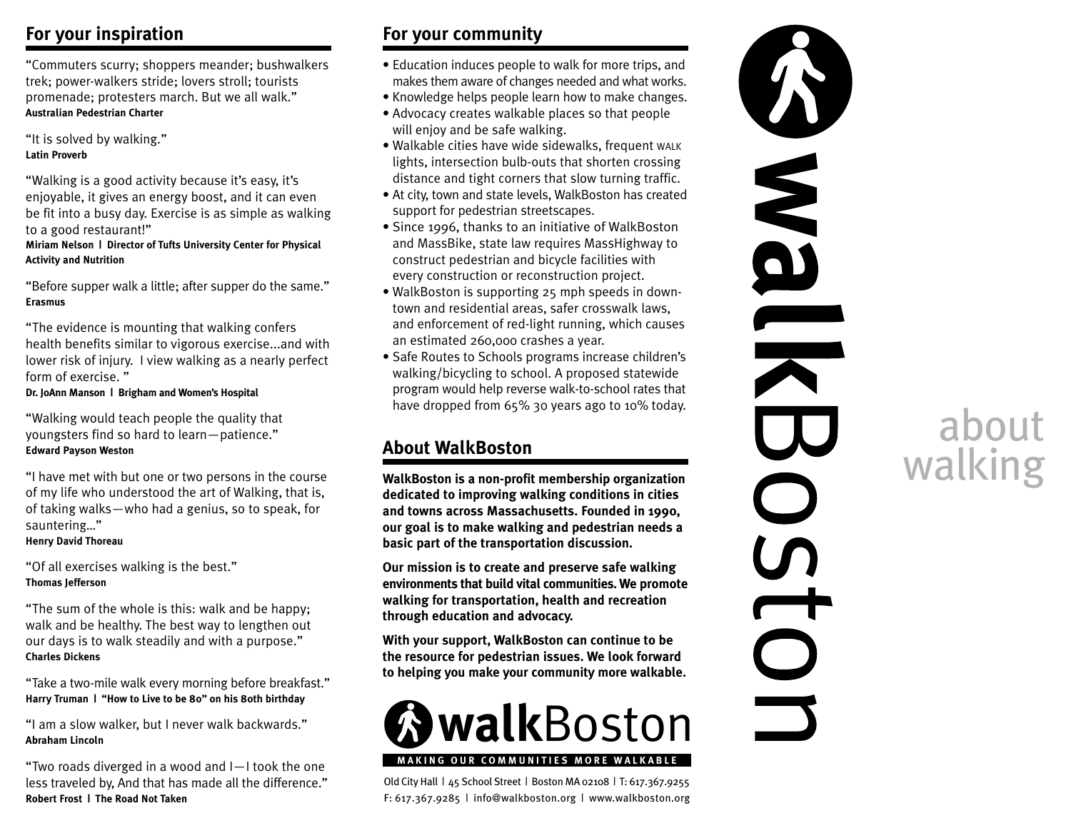## For your inspiration

"Commuters scurry; shoppers meander; bushwalkers trek; power-walkers stride; lovers stroll; tourists promenade; protesters march. But we all walk."
**Australian Pedestrian Charter**

"It is solved by walking."
**Latin Proverb**

"Walking is a good activity because it's easy, it's enjoyable, it gives an energy boost, and it can even be fit into a busy day. Exercise is as simple as walking to a good restaurant!"
**Miriam Nelson | Director of Tufts University Center for Physical Activity and Nutrition**

"Before supper walk a little; after supper do the same."
**Erasmus**

"The evidence is mounting that walking confers health benefits similar to vigorous exercise...and with lower risk of injury. I view walking as a nearly perfect form of exercise. "
**Dr. JoAnn Manson | Brigham and Women's Hospital**

"Walking would teach people the quality that youngsters find so hard to learn—patience."
**Edward Payson Weston**

"I have met with but one or two persons in the course of my life who understood the art of Walking, that is, of taking walks—who had a genius, so to speak, for sauntering..."
**Henry David Thoreau**

"Of all exercises walking is the best."
**Thomas Jefferson**

"The sum of the whole is this: walk and be happy; walk and be healthy. The best way to lengthen out our days is to walk steadily and with a purpose."
**Charles Dickens**

"Take a two-mile walk every morning before breakfast."
**Harry Truman | "How to Live to be 80" on his 80th birthday**

"I am a slow walker, but I never walk backwards."
**Abraham Lincoln**

"Two roads diverged in a wood and I—I took the one less traveled by, And that has made all the difference."
**Robert Frost | The Road Not Taken**

## For your community

- Education induces people to walk for more trips, and makes them aware of changes needed and what works.
- Knowledge helps people learn how to make changes.
- Advocacy creates walkable places so that people will enjoy and be safe walking.
- Walkable cities have wide sidewalks, frequent WALK lights, intersection bulb-outs that shorten crossing distance and tight corners that slow turning traffic.
- At city, town and state levels, WalkBoston has created support for pedestrian streetscapes.
- Since 1996, thanks to an initiative of WalkBoston and MassBike, state law requires MassHighway to construct pedestrian and bicycle facilities with every construction or reconstruction project.
- WalkBoston is supporting 25 mph speeds in downtown and residential areas, safer crosswalk laws, and enforcement of red-light running, which causes an estimated 260,000 crashes a year.
- Safe Routes to Schools programs increase children's walking/bicycling to school. A proposed statewide program would help reverse walk-to-school rates that have dropped from 65% 30 years ago to 10% today.

## About WalkBoston

**WalkBoston is a non-profit membership organization dedicated to improving walking conditions in cities and towns across Massachusetts. Founded in 1990, our goal is to make walking and pedestrian needs a basic part of the transportation discussion.**

**Our mission is to create and preserve safe walking environments that build vital communities. We promote walking for transportation, health and recreation through education and advocacy.**

**With your support, WalkBoston can continue to be the resource for pedestrian issues. We look forward to helping you make your community more walkable.**

**walk**Boston

MAKING OUR COMMUNITIES MORE WALKABLE

Old City Hall | 45 School Street | Boston MA 02108 | T: 617.367.9255
F: 617.367.9285 | info@walkboston.org | www.walkboston.org

**walk**Boston

about walking